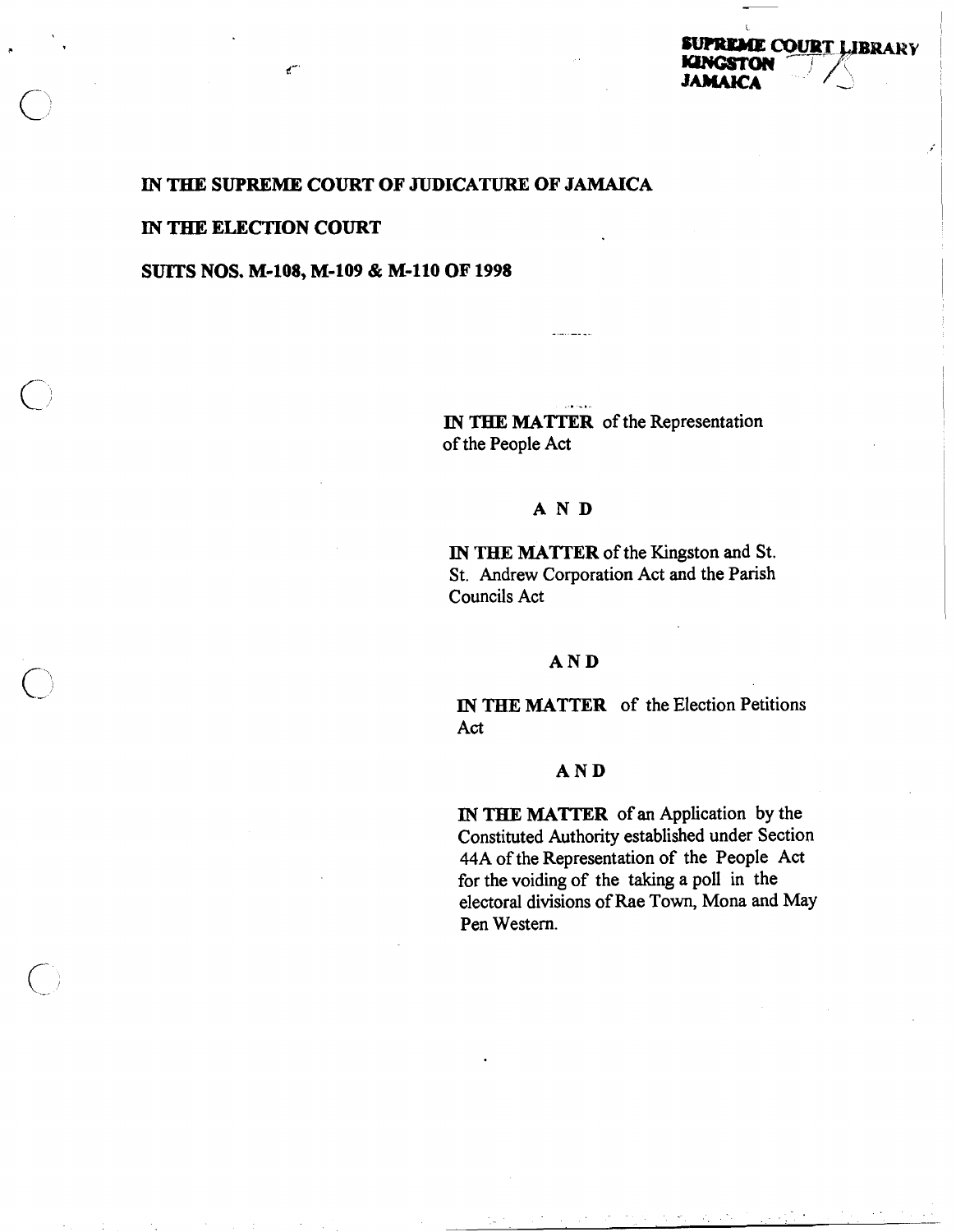SUPREME COURT LIBRARY
KINGSTON
JAMAICA

**IN THE SUPREME COURT OF JUDICATURE OF JAMAICA**

**IN THE ELECTION COURT**

**SUITS NOS. M-108, M-109 & M-110 OF 1998**

**IN THE MATTER** of the Representation of the People Act

**A N D**

**IN THE MATTER** of the Kingston and St. St. Andrew Corporation Act and the Parish Councils Act

**A N D**

**IN THE MATTER** of the Election Petitions Act

**A N D**

**IN THE MATTER** of an Application by the Constituted Authority established under Section 44A of the Representation of the People Act for the voiding of the taking a poll in the electoral divisions of Rae Town, Mona and May Pen Western.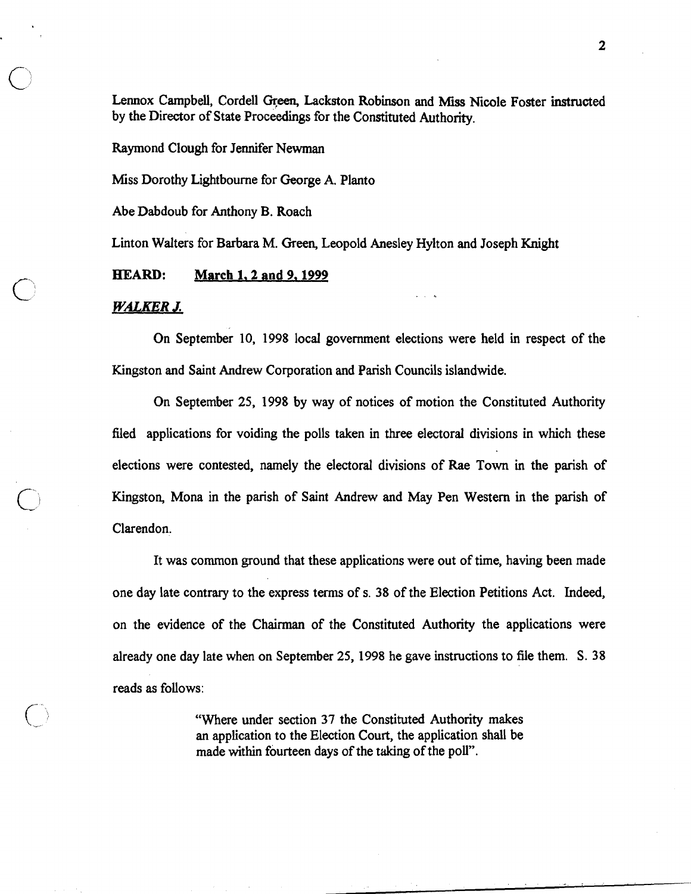Lennox Campbell, Cordell Green, Lackston Robinson and Miss Nicole Foster instructed by the Director of State Proceedings for the Constituted Authority.

Raymond Clough for Jennifer Newman

Miss Dorothy Lightbourne for George A. Planto

Abe Dabdoub for Anthony B. Roach

Linton Walters for Barbara M. Green, Leopold Anesley Hylton and Joseph Knight

**HEARD:** **March 1, 2 and 9, 1999**

***WALKER J.***

On September 10, 1998 local government elections were held in respect of the Kingston and Saint Andrew Corporation and Parish Councils islandwide.

On September 25, 1998 by way of notices of motion the Constituted Authority filed applications for voiding the polls taken in three electoral divisions in which these elections were contested, namely the electoral divisions of Rae Town in the parish of Kingston, Mona in the parish of Saint Andrew and May Pen Western in the parish of Clarendon.

It was common ground that these applications were out of time, having been made one day late contrary to the express terms of s. 38 of the Election Petitions Act. Indeed, on the evidence of the Chairman of the Constituted Authority the applications were already one day late when on September 25, 1998 he gave instructions to file them. S. 38 reads as follows:

> "Where under section 37 the Constituted Authority makes an application to the Election Court, the application shall be made within fourteen days of the taking of the poll".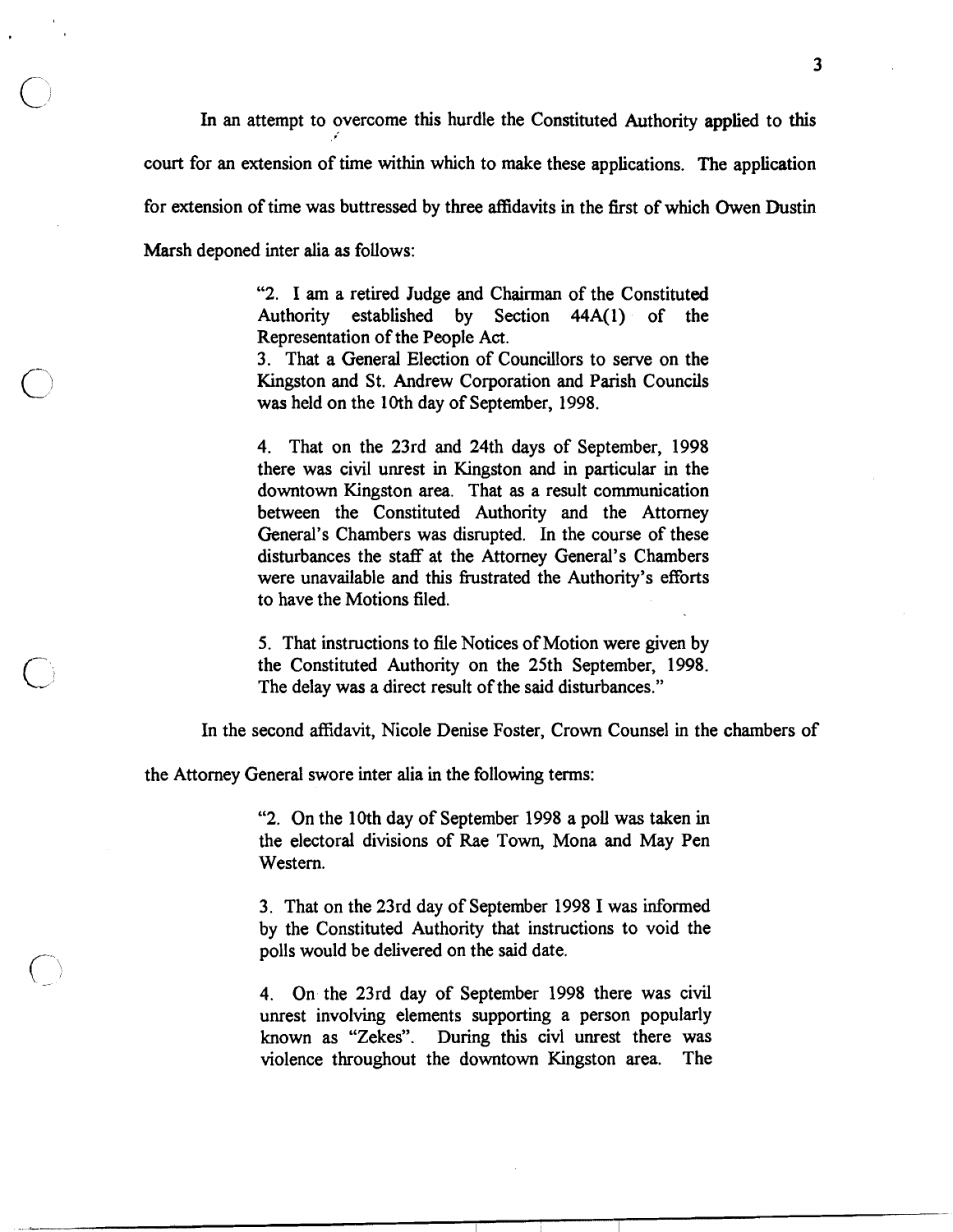In an attempt to overcome this hurdle the Constituted Authority applied to this court for an extension of time within which to make these applications. The application for extension of time was buttressed by three affidavits in the first of which Owen Dustin Marsh deponed inter alia as follows:

> "2. I am a retired Judge and Chairman of the Constituted Authority established by Section 44A(1) of the Representation of the People Act.
>
> 3. That a General Election of Councillors to serve on the Kingston and St. Andrew Corporation and Parish Councils was held on the 10th day of September, 1998.
>
> 4. That on the 23rd and 24th days of September, 1998 there was civil unrest in Kingston and in particular in the downtown Kingston area. That as a result communication between the Constituted Authority and the Attorney General's Chambers was disrupted. In the course of these disturbances the staff at the Attorney General's Chambers were unavailable and this frustrated the Authority's efforts to have the Motions filed.
>
> 5. That instructions to file Notices of Motion were given by the Constituted Authority on the 25th September, 1998. The delay was a direct result of the said disturbances."

In the second affidavit, Nicole Denise Foster, Crown Counsel in the chambers of the Attorney General swore inter alia in the following terms:

> "2. On the 10th day of September 1998 a poll was taken in the electoral divisions of Rae Town, Mona and May Pen Western.
>
> 3. That on the 23rd day of September 1998 I was informed by the Constituted Authority that instructions to void the polls would be delivered on the said date.
>
> 4. On the 23rd day of September 1998 there was civil unrest involving elements supporting a person popularly known as "Zekes". During this civl unrest there was violence throughout the downtown Kingston area. The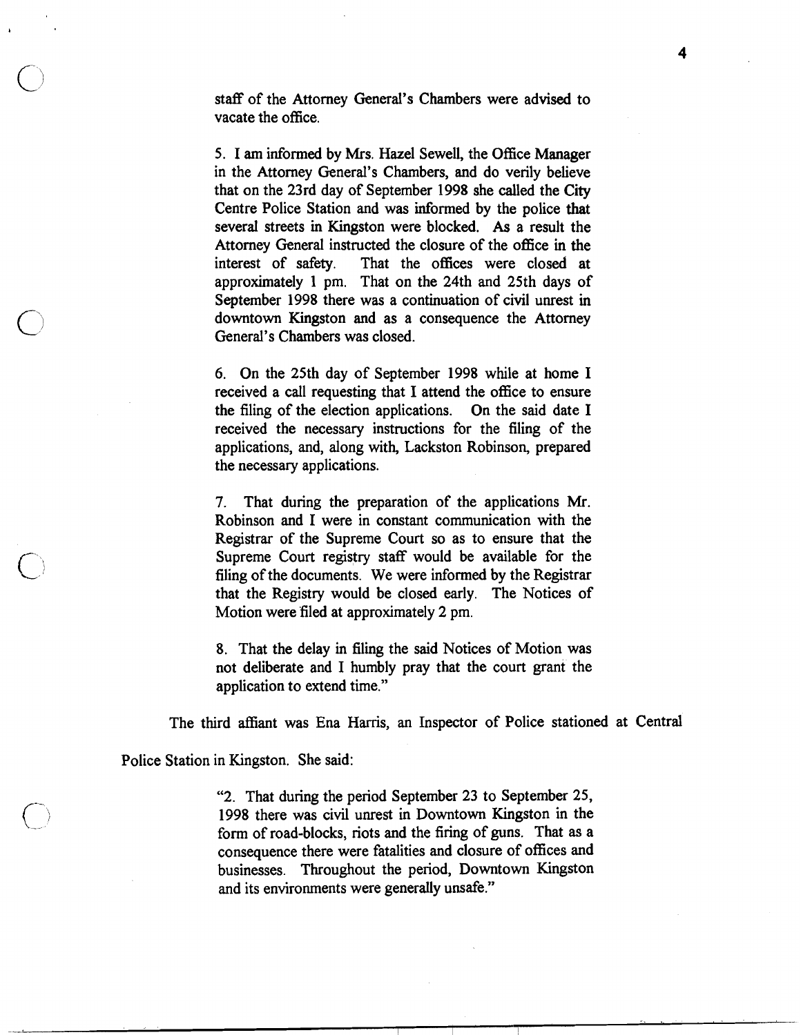> staff of the Attorney General's Chambers were advised to vacate the office.
>
> 5. I am informed by Mrs. Hazel Sewell, the Office Manager in the Attorney General's Chambers, and do verily believe that on the 23rd day of September 1998 she called the City Centre Police Station and was informed by the police that several streets in Kingston were blocked. As a result the Attorney General instructed the closure of the office in the interest of safety. That the offices were closed at approximately 1 pm. That on the 24th and 25th days of September 1998 there was a continuation of civil unrest in downtown Kingston and as a consequence the Attorney General's Chambers was closed.
>
> 6. On the 25th day of September 1998 while at home I received a call requesting that I attend the office to ensure the filing of the election applications. On the said date I received the necessary instructions for the filing of the applications, and, along with, Lackston Robinson, prepared the necessary applications.
>
> 7. That during the preparation of the applications Mr. Robinson and I were in constant communication with the Registrar of the Supreme Court so as to ensure that the Supreme Court registry staff would be available for the filing of the documents. We were informed by the Registrar that the Registry would be closed early. The Notices of Motion were filed at approximately 2 pm.
>
> 8. That the delay in filing the said Notices of Motion was not deliberate and I humbly pray that the court grant the application to extend time."

The third affiant was Ena Harris, an Inspector of Police stationed at Central Police Station in Kingston. She said:

> "2. That during the period September 23 to September 25, 1998 there was civil unrest in Downtown Kingston in the form of road-blocks, riots and the firing of guns. That as a consequence there were fatalities and closure of offices and businesses. Throughout the period, Downtown Kingston and its environments were generally unsafe."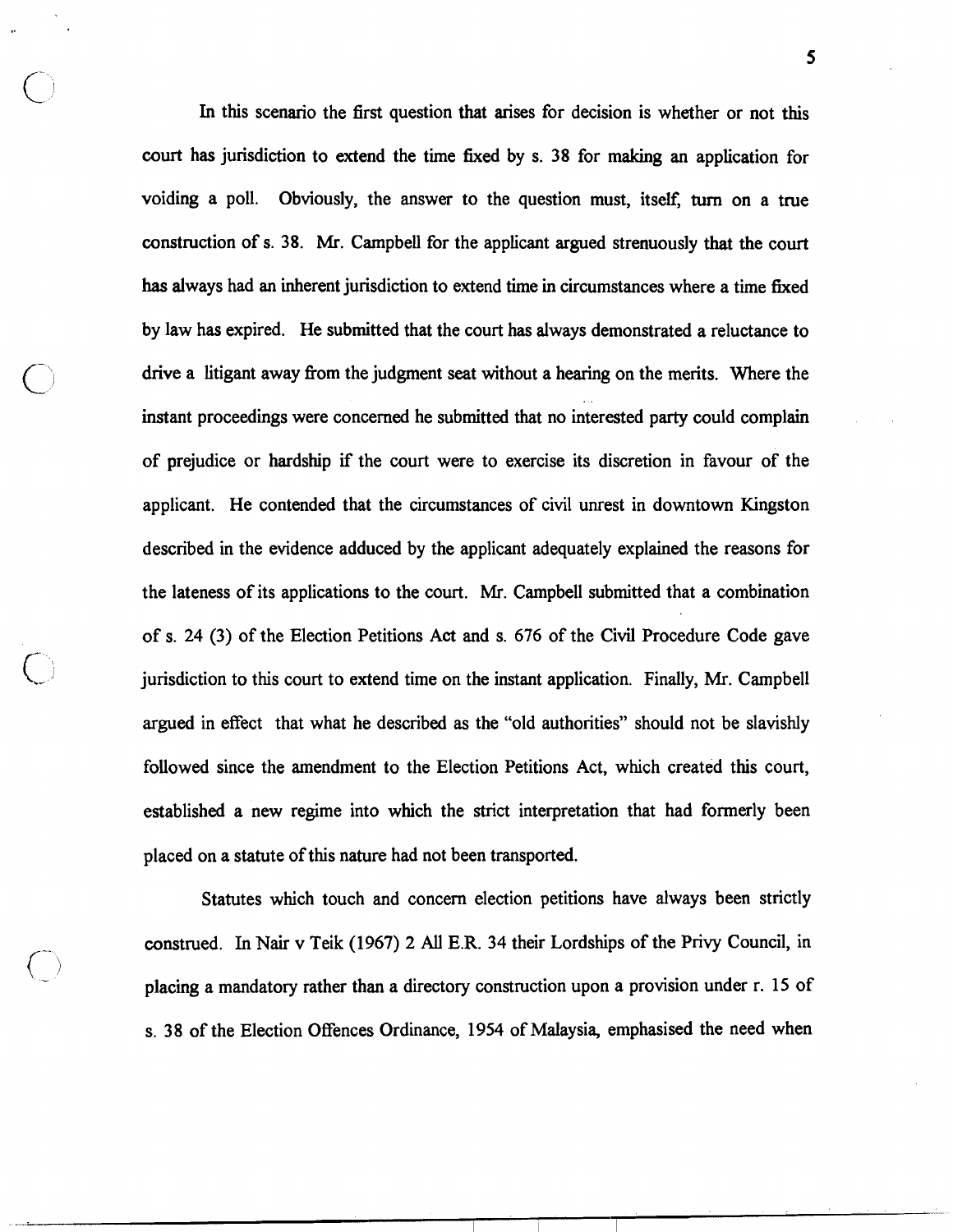In this scenario the first question that arises for decision is whether or not this court has jurisdiction to extend the time fixed by s. 38 for making an application for voiding a poll. Obviously, the answer to the question must, itself, turn on a true construction of s. 38. Mr. Campbell for the applicant argued strenuously that the court has always had an inherent jurisdiction to extend time in circumstances where a time fixed by law has expired. He submitted that the court has always demonstrated a reluctance to drive a litigant away from the judgment seat without a hearing on the merits. Where the instant proceedings were concerned he submitted that no interested party could complain of prejudice or hardship if the court were to exercise its discretion in favour of the applicant. He contended that the circumstances of civil unrest in downtown Kingston described in the evidence adduced by the applicant adequately explained the reasons for the lateness of its applications to the court. Mr. Campbell submitted that a combination of s. 24 (3) of the Election Petitions Act and s. 676 of the Civil Procedure Code gave jurisdiction to this court to extend time on the instant application. Finally, Mr. Campbell argued in effect that what he described as the "old authorities" should not be slavishly followed since the amendment to the Election Petitions Act, which created this court, established a new regime into which the strict interpretation that had formerly been placed on a statute of this nature had not been transported.

Statutes which touch and concern election petitions have always been strictly construed. In Nair v Teik (1967) 2 All E.R. 34 their Lordships of the Privy Council, in placing a mandatory rather than a directory construction upon a provision under r. 15 of s. 38 of the Election Offences Ordinance, 1954 of Malaysia, emphasised the need when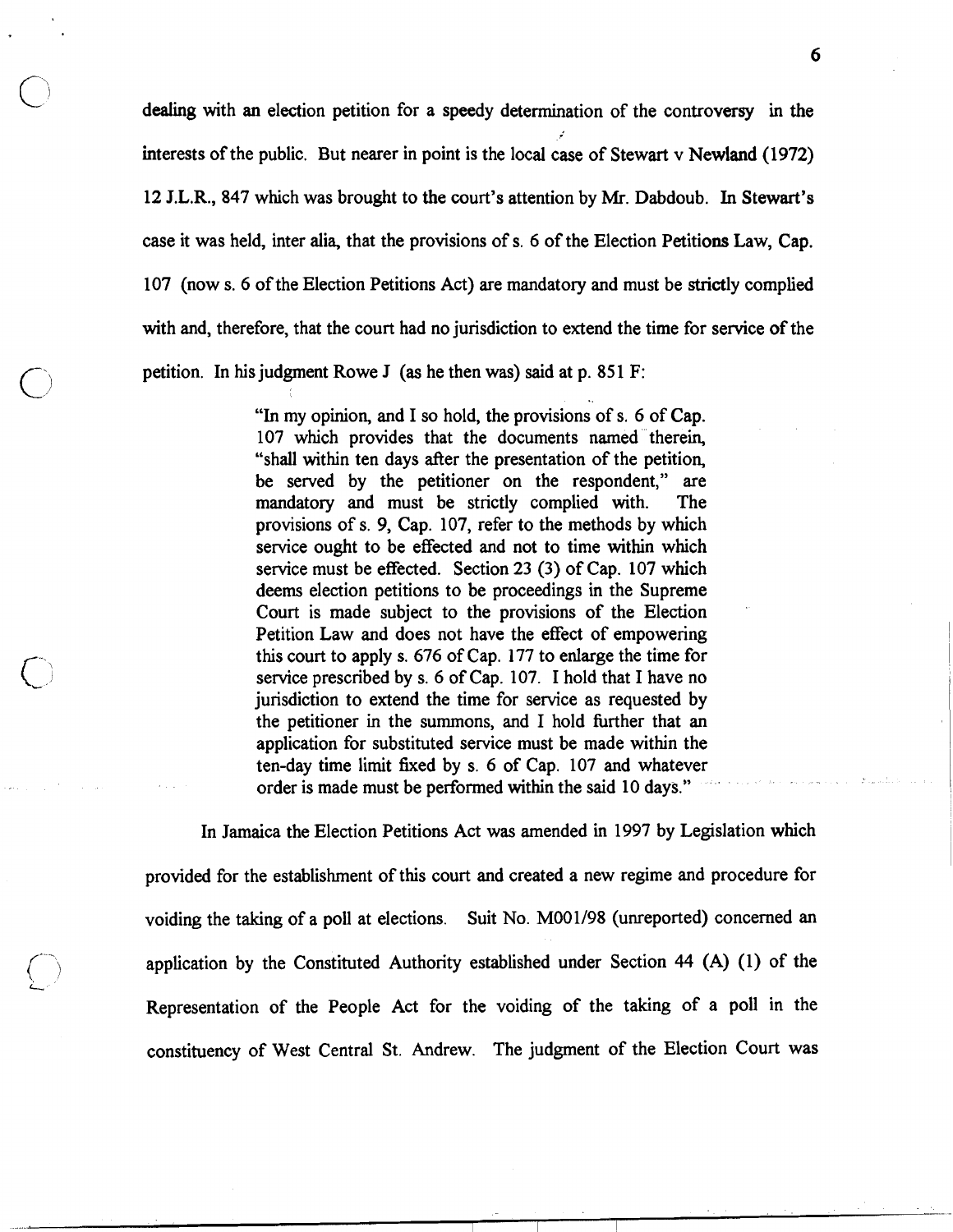dealing with an election petition for a speedy determination of the controversy in the interests of the public. But nearer in point is the local case of Stewart v Newland (1972) 12 J.L.R., 847 which was brought to the court's attention by Mr. Dabdoub. In Stewart's case it was held, inter alia, that the provisions of s. 6 of the Election Petitions Law, Cap. 107 (now s. 6 of the Election Petitions Act) are mandatory and must be strictly complied with and, therefore, that the court had no jurisdiction to extend the time for service of the petition. In his judgment Rowe J (as he then was) said at p. 851 F:

> "In my opinion, and I so hold, the provisions of s. 6 of Cap. 107 which provides that the documents named therein, "shall within ten days after the presentation of the petition, be served by the petitioner on the respondent," are mandatory and must be strictly complied with. The provisions of s. 9, Cap. 107, refer to the methods by which service ought to be effected and not to time within which service must be effected. Section 23 (3) of Cap. 107 which deems election petitions to be proceedings in the Supreme Court is made subject to the provisions of the Election Petition Law and does not have the effect of empowering this court to apply s. 676 of Cap. 177 to enlarge the time for service prescribed by s. 6 of Cap. 107. I hold that I have no jurisdiction to extend the time for service as requested by the petitioner in the summons, and I hold further that an application for substituted service must be made within the ten-day time limit fixed by s. 6 of Cap. 107 and whatever order is made must be performed within the said 10 days."

In Jamaica the Election Petitions Act was amended in 1997 by Legislation which provided for the establishment of this court and created a new regime and procedure for voiding the taking of a poll at elections. Suit No. M001/98 (unreported) concerned an application by the Constituted Authority established under Section 44 (A) (1) of the Representation of the People Act for the voiding of the taking of a poll in the constituency of West Central St. Andrew. The judgment of the Election Court was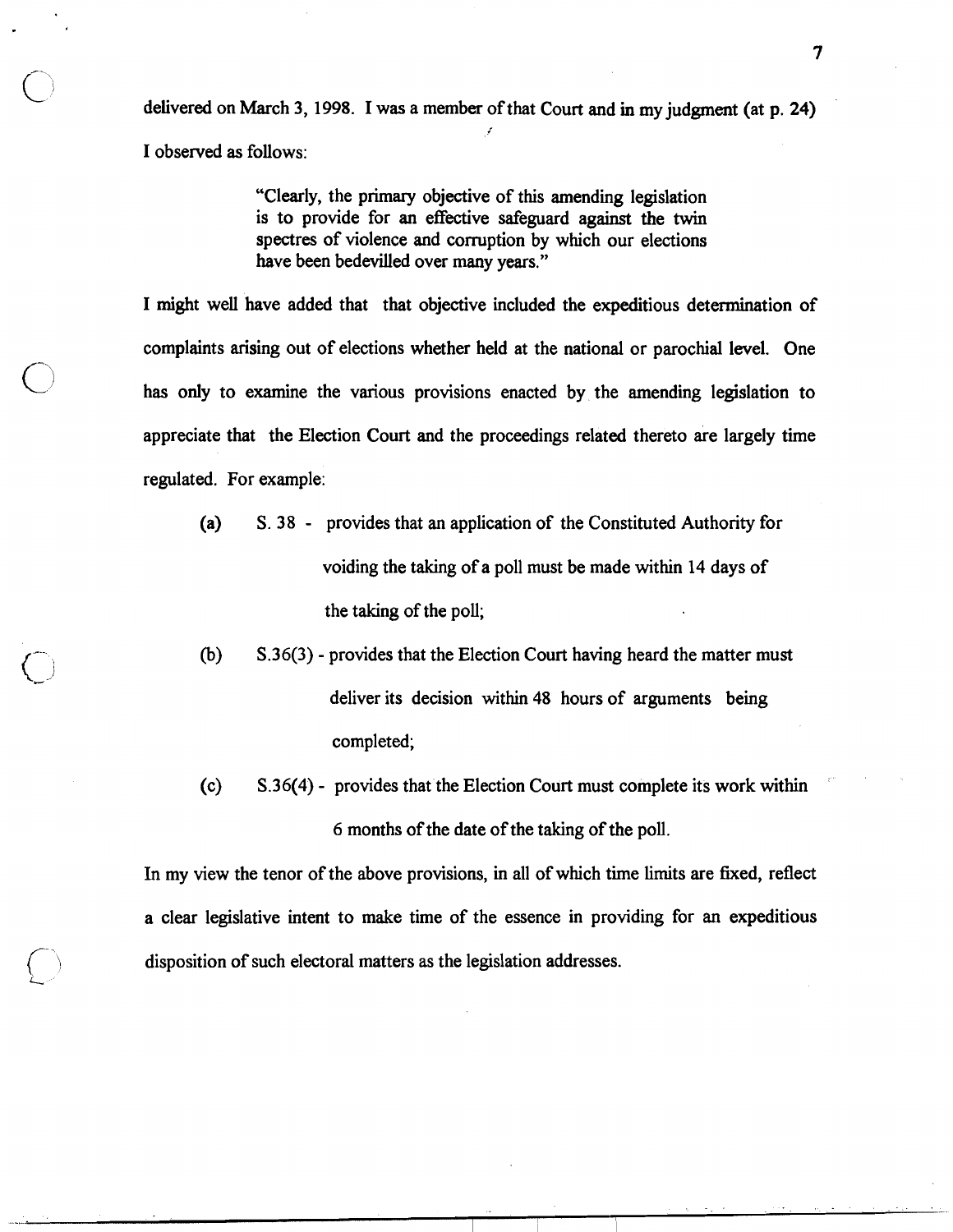delivered on March 3, 1998. I was a member of that Court and in my judgment (at p. 24) I observed as follows:

> "Clearly, the primary objective of this amending legislation is to provide for an effective safeguard against the twin spectres of violence and corruption by which our elections have been bedevilled over many years."

I might well have added that that objective included the expeditious determination of complaints arising out of elections whether held at the national or parochial level. One has only to examine the various provisions enacted by the amending legislation to appreciate that the Election Court and the proceedings related thereto are largely time regulated. For example:

(a) S. 38 - provides that an application of the Constituted Authority for voiding the taking of a poll must be made within 14 days of the taking of the poll;

(b) S.36(3) - provides that the Election Court having heard the matter must deliver its decision within 48 hours of arguments being completed;

(c) S.36(4) - provides that the Election Court must complete its work within 6 months of the date of the taking of the poll.

In my view the tenor of the above provisions, in all of which time limits are fixed, reflect a clear legislative intent to make time of the essence in providing for an expeditious disposition of such electoral matters as the legislation addresses.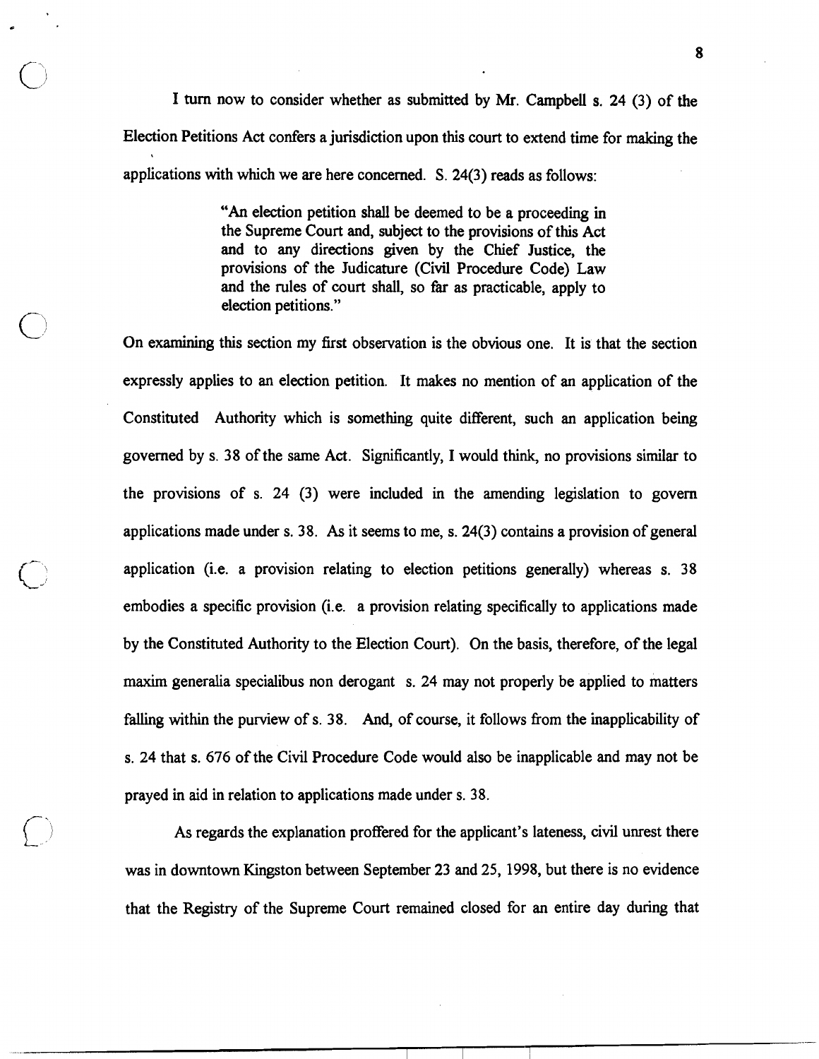I turn now to consider whether as submitted by Mr. Campbell s. 24 (3) of the Election Petitions Act confers a jurisdiction upon this court to extend time for making the applications with which we are here concerned. S. 24(3) reads as follows:

> "An election petition shall be deemed to be a proceeding in the Supreme Court and, subject to the provisions of this Act and to any directions given by the Chief Justice, the provisions of the Judicature (Civil Procedure Code) Law and the rules of court shall, so far as practicable, apply to election petitions."

On examining this section my first observation is the obvious one. It is that the section expressly applies to an election petition. It makes no mention of an application of the Constituted Authority which is something quite different, such an application being governed by s. 38 of the same Act. Significantly, I would think, no provisions similar to the provisions of s. 24 (3) were included in the amending legislation to govern applications made under s. 38. As it seems to me, s. 24(3) contains a provision of general application (i.e. a provision relating to election petitions generally) whereas s. 38 embodies a specific provision (i.e. a provision relating specifically to applications made by the Constituted Authority to the Election Court). On the basis, therefore, of the legal maxim generalia specialibus non derogant s. 24 may not properly be applied to matters falling within the purview of s. 38. And, of course, it follows from the inapplicability of s. 24 that s. 676 of the Civil Procedure Code would also be inapplicable and may not be prayed in aid in relation to applications made under s. 38.

As regards the explanation proffered for the applicant's lateness, civil unrest there was in downtown Kingston between September 23 and 25, 1998, but there is no evidence that the Registry of the Supreme Court remained closed for an entire day during that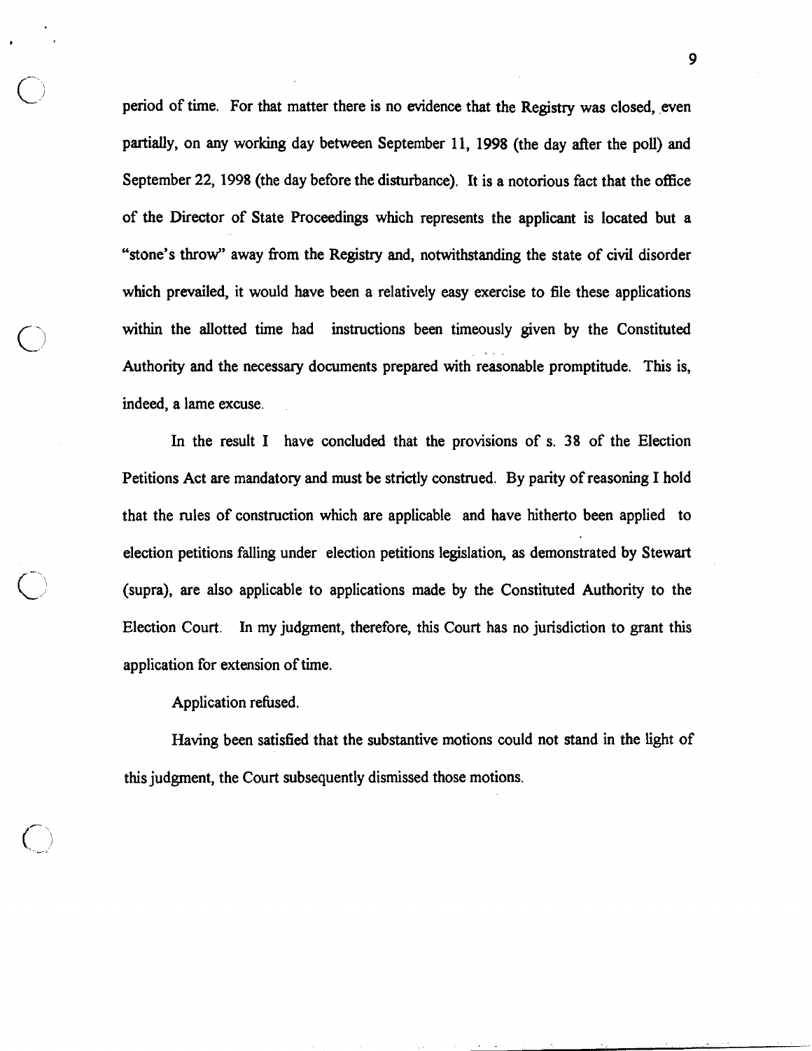period of time. For that matter there is no evidence that the Registry was closed, even partially, on any working day between September 11, 1998 (the day after the poll) and September 22, 1998 (the day before the disturbance). It is a notorious fact that the office of the Director of State Proceedings which represents the applicant is located but a "stone's throw" away from the Registry and, notwithstanding the state of civil disorder which prevailed, it would have been a relatively easy exercise to file these applications within the allotted time had instructions been timeously given by the Constituted Authority and the necessary documents prepared with reasonable promptitude. This is, indeed, a lame excuse.

In the result I have concluded that the provisions of s. 38 of the Election Petitions Act are mandatory and must be strictly construed. By parity of reasoning I hold that the rules of construction which are applicable and have hitherto been applied to election petitions falling under election petitions legislation, as demonstrated by Stewart (supra), are also applicable to applications made by the Constituted Authority to the Election Court. In my judgment, therefore, this Court has no jurisdiction to grant this application for extension of time.

Application refused.

Having been satisfied that the substantive motions could not stand in the light of this judgment, the Court subsequently dismissed those motions.